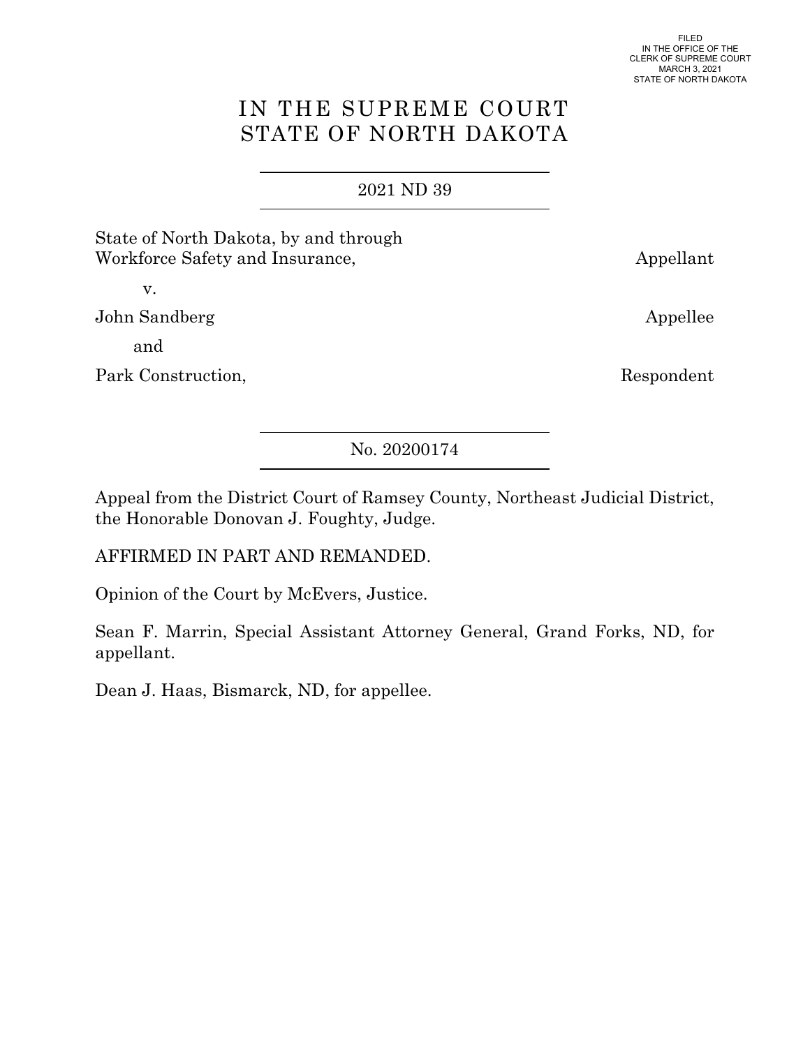FILED
IN THE OFFICE OF THE
CLERK OF SUPREME COURT
MARCH 3, 2021
STATE OF NORTH DAKOTA

# IN THE SUPREME COURT
# STATE OF NORTH DAKOTA

2021 ND 39

State of North Dakota, by and through Workforce Safety and Insurance, — Appellant

v.

John Sandberg — Appellee

and

Park Construction, — Respondent

No. 20200174

Appeal from the District Court of Ramsey County, Northeast Judicial District, the Honorable Donovan J. Foughty, Judge.

AFFIRMED IN PART AND REMANDED.

Opinion of the Court by McEvers, Justice.

Sean F. Marrin, Special Assistant Attorney General, Grand Forks, ND, for appellant.

Dean J. Haas, Bismarck, ND, for appellee.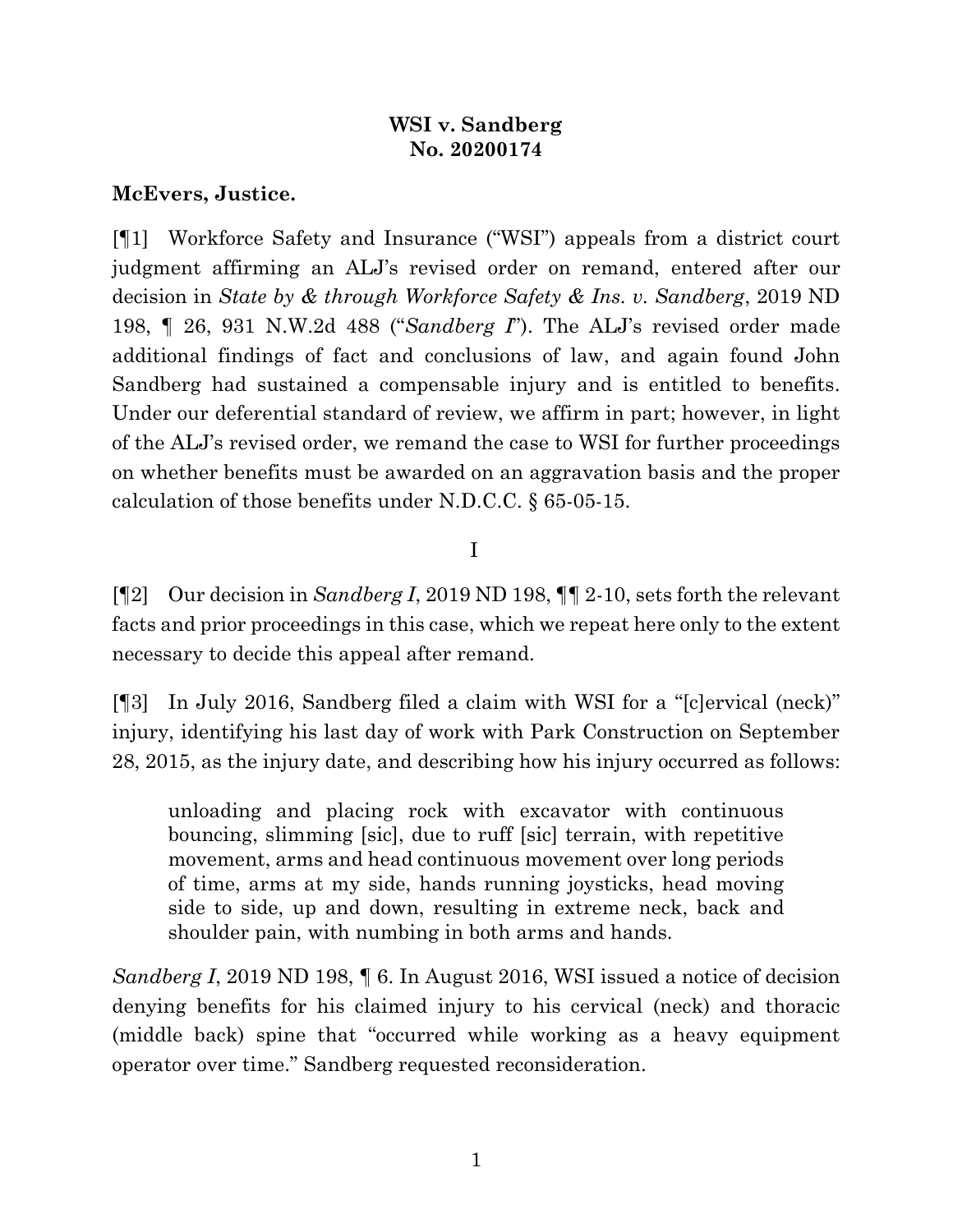**WSI v. Sandberg**
**No. 20200174**

**McEvers, Justice.**

[¶1] Workforce Safety and Insurance ("WSI") appeals from a district court judgment affirming an ALJ's revised order on remand, entered after our decision in *State by & through Workforce Safety & Ins. v. Sandberg*, 2019 ND 198, ¶ 26, 931 N.W.2d 488 ("*Sandberg I*"). The ALJ's revised order made additional findings of fact and conclusions of law, and again found John Sandberg had sustained a compensable injury and is entitled to benefits. Under our deferential standard of review, we affirm in part; however, in light of the ALJ's revised order, we remand the case to WSI for further proceedings on whether benefits must be awarded on an aggravation basis and the proper calculation of those benefits under N.D.C.C. § 65-05-15.

I

[¶2] Our decision in *Sandberg I*, 2019 ND 198, ¶¶ 2-10, sets forth the relevant facts and prior proceedings in this case, which we repeat here only to the extent necessary to decide this appeal after remand.

[¶3] In July 2016, Sandberg filed a claim with WSI for a "[c]ervical (neck)" injury, identifying his last day of work with Park Construction on September 28, 2015, as the injury date, and describing how his injury occurred as follows:

> unloading and placing rock with excavator with continuous bouncing, slimming [sic], due to ruff [sic] terrain, with repetitive movement, arms and head continuous movement over long periods of time, arms at my side, hands running joysticks, head moving side to side, up and down, resulting in extreme neck, back and shoulder pain, with numbing in both arms and hands.

*Sandberg I*, 2019 ND 198, ¶ 6. In August 2016, WSI issued a notice of decision denying benefits for his claimed injury to his cervical (neck) and thoracic (middle back) spine that "occurred while working as a heavy equipment operator over time." Sandberg requested reconsideration.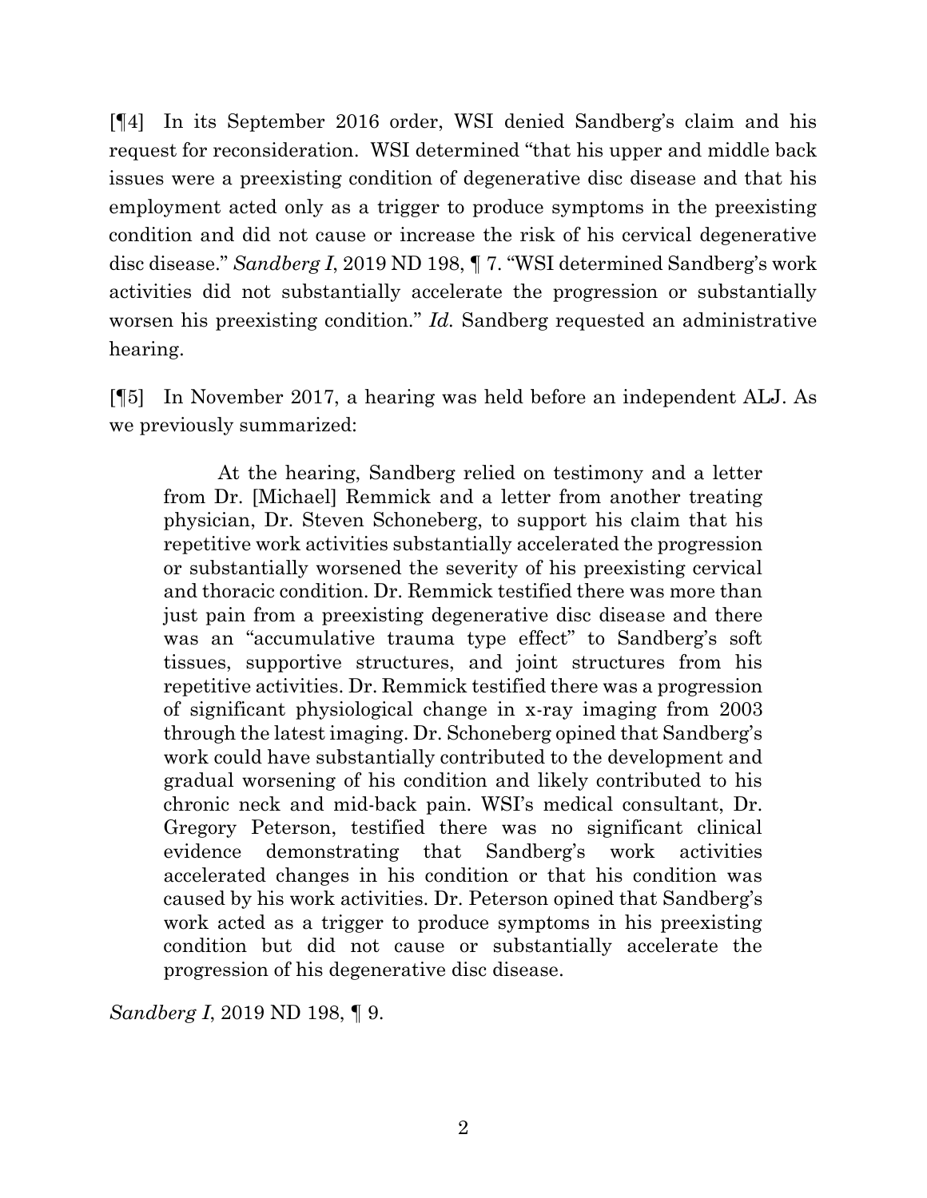[¶4] In its September 2016 order, WSI denied Sandberg's claim and his request for reconsideration. WSI determined "that his upper and middle back issues were a preexisting condition of degenerative disc disease and that his employment acted only as a trigger to produce symptoms in the preexisting condition and did not cause or increase the risk of his cervical degenerative disc disease." *Sandberg I*, 2019 ND 198, ¶ 7. "WSI determined Sandberg's work activities did not substantially accelerate the progression or substantially worsen his preexisting condition." *Id.* Sandberg requested an administrative hearing.

[¶5] In November 2017, a hearing was held before an independent ALJ. As we previously summarized:

> At the hearing, Sandberg relied on testimony and a letter from Dr. [Michael] Remmick and a letter from another treating physician, Dr. Steven Schoneberg, to support his claim that his repetitive work activities substantially accelerated the progression or substantially worsened the severity of his preexisting cervical and thoracic condition. Dr. Remmick testified there was more than just pain from a preexisting degenerative disc disease and there was an "accumulative trauma type effect" to Sandberg's soft tissues, supportive structures, and joint structures from his repetitive activities. Dr. Remmick testified there was a progression of significant physiological change in x-ray imaging from 2003 through the latest imaging. Dr. Schoneberg opined that Sandberg's work could have substantially contributed to the development and gradual worsening of his condition and likely contributed to his chronic neck and mid-back pain. WSI's medical consultant, Dr. Gregory Peterson, testified there was no significant clinical evidence demonstrating that Sandberg's work activities accelerated changes in his condition or that his condition was caused by his work activities. Dr. Peterson opined that Sandberg's work acted as a trigger to produce symptoms in his preexisting condition but did not cause or substantially accelerate the progression of his degenerative disc disease.

*Sandberg I*, 2019 ND 198, ¶ 9.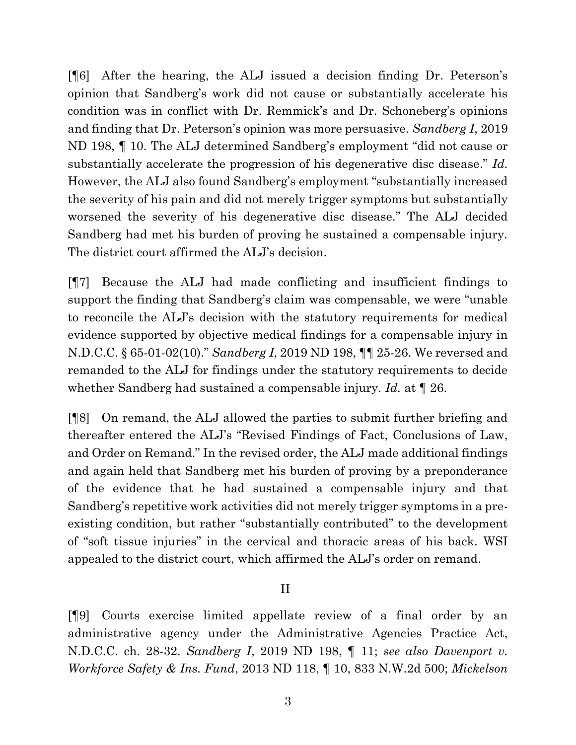[¶6] After the hearing, the ALJ issued a decision finding Dr. Peterson's opinion that Sandberg's work did not cause or substantially accelerate his condition was in conflict with Dr. Remmick's and Dr. Schoneberg's opinions and finding that Dr. Peterson's opinion was more persuasive. *Sandberg I*, 2019 ND 198, ¶ 10. The ALJ determined Sandberg's employment "did not cause or substantially accelerate the progression of his degenerative disc disease." *Id.* However, the ALJ also found Sandberg's employment "substantially increased the severity of his pain and did not merely trigger symptoms but substantially worsened the severity of his degenerative disc disease." The ALJ decided Sandberg had met his burden of proving he sustained a compensable injury. The district court affirmed the ALJ's decision.

[¶7] Because the ALJ had made conflicting and insufficient findings to support the finding that Sandberg's claim was compensable, we were "unable to reconcile the ALJ's decision with the statutory requirements for medical evidence supported by objective medical findings for a compensable injury in N.D.C.C. § 65-01-02(10)." *Sandberg I*, 2019 ND 198, ¶¶ 25-26. We reversed and remanded to the ALJ for findings under the statutory requirements to decide whether Sandberg had sustained a compensable injury. *Id.* at ¶ 26.

[¶8] On remand, the ALJ allowed the parties to submit further briefing and thereafter entered the ALJ's "Revised Findings of Fact, Conclusions of Law, and Order on Remand." In the revised order, the ALJ made additional findings and again held that Sandberg met his burden of proving by a preponderance of the evidence that he had sustained a compensable injury and that Sandberg's repetitive work activities did not merely trigger symptoms in a pre-existing condition, but rather "substantially contributed" to the development of "soft tissue injuries" in the cervical and thoracic areas of his back. WSI appealed to the district court, which affirmed the ALJ's order on remand.

## II

[¶9] Courts exercise limited appellate review of a final order by an administrative agency under the Administrative Agencies Practice Act, N.D.C.C. ch. 28-32. *Sandberg I*, 2019 ND 198, ¶ 11; *see also Davenport v. Workforce Safety & Ins. Fund*, 2013 ND 118, ¶ 10, 833 N.W.2d 500; *Mickelson*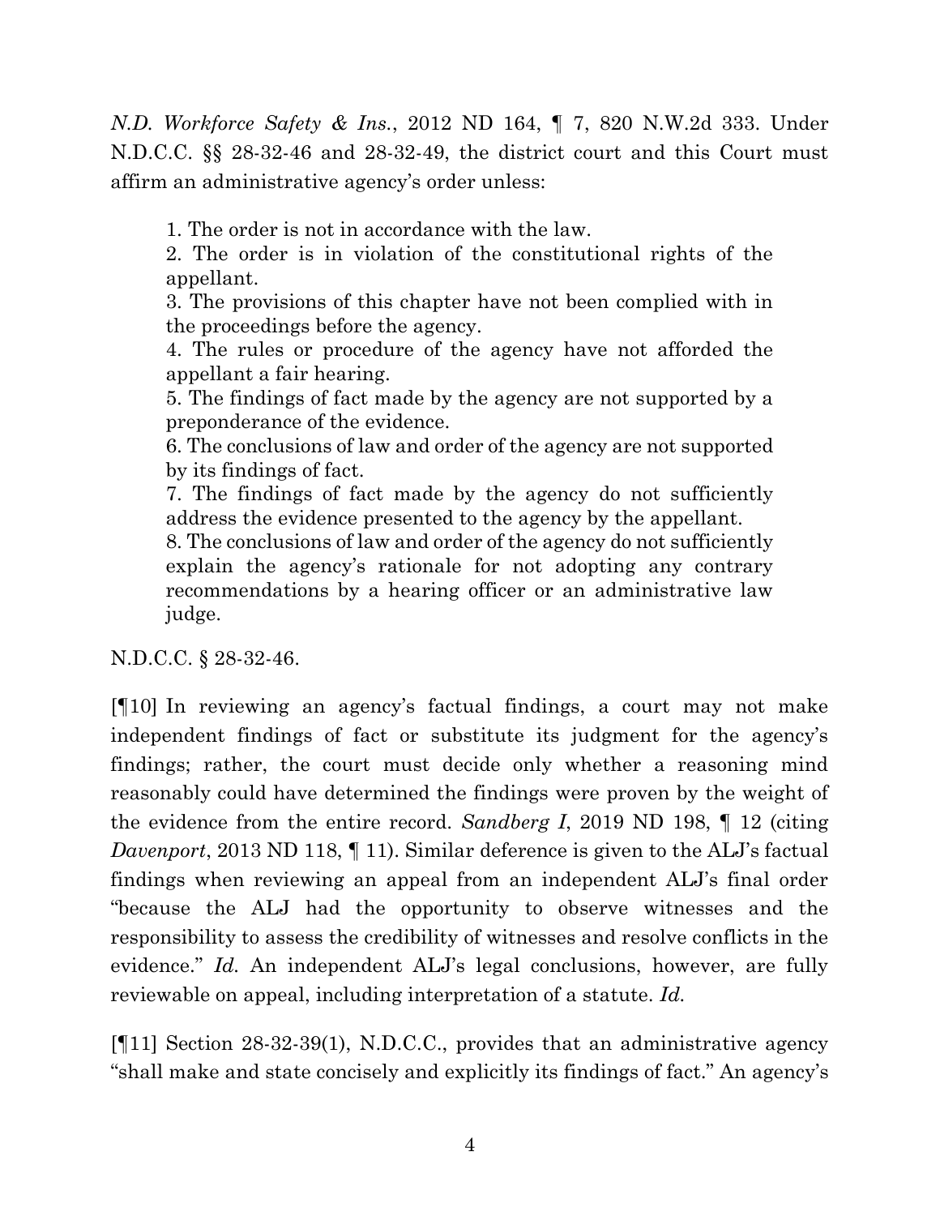*N.D. Workforce Safety & Ins.*, 2012 ND 164, ¶ 7, 820 N.W.2d 333. Under N.D.C.C. §§ 28-32-46 and 28-32-49, the district court and this Court must affirm an administrative agency's order unless:

> 1. The order is not in accordance with the law.
> 2. The order is in violation of the constitutional rights of the appellant.
> 3. The provisions of this chapter have not been complied with in the proceedings before the agency.
> 4. The rules or procedure of the agency have not afforded the appellant a fair hearing.
> 5. The findings of fact made by the agency are not supported by a preponderance of the evidence.
> 6. The conclusions of law and order of the agency are not supported by its findings of fact.
> 7. The findings of fact made by the agency do not sufficiently address the evidence presented to the agency by the appellant.
> 8. The conclusions of law and order of the agency do not sufficiently explain the agency's rationale for not adopting any contrary recommendations by a hearing officer or an administrative law judge.

N.D.C.C. § 28-32-46.

[¶10] In reviewing an agency's factual findings, a court may not make independent findings of fact or substitute its judgment for the agency's findings; rather, the court must decide only whether a reasoning mind reasonably could have determined the findings were proven by the weight of the evidence from the entire record. *Sandberg I*, 2019 ND 198, ¶ 12 (citing *Davenport*, 2013 ND 118, ¶ 11). Similar deference is given to the ALJ's factual findings when reviewing an appeal from an independent ALJ's final order "because the ALJ had the opportunity to observe witnesses and the responsibility to assess the credibility of witnesses and resolve conflicts in the evidence." *Id.* An independent ALJ's legal conclusions, however, are fully reviewable on appeal, including interpretation of a statute. *Id.*

[¶11] Section 28-32-39(1), N.D.C.C., provides that an administrative agency "shall make and state concisely and explicitly its findings of fact." An agency's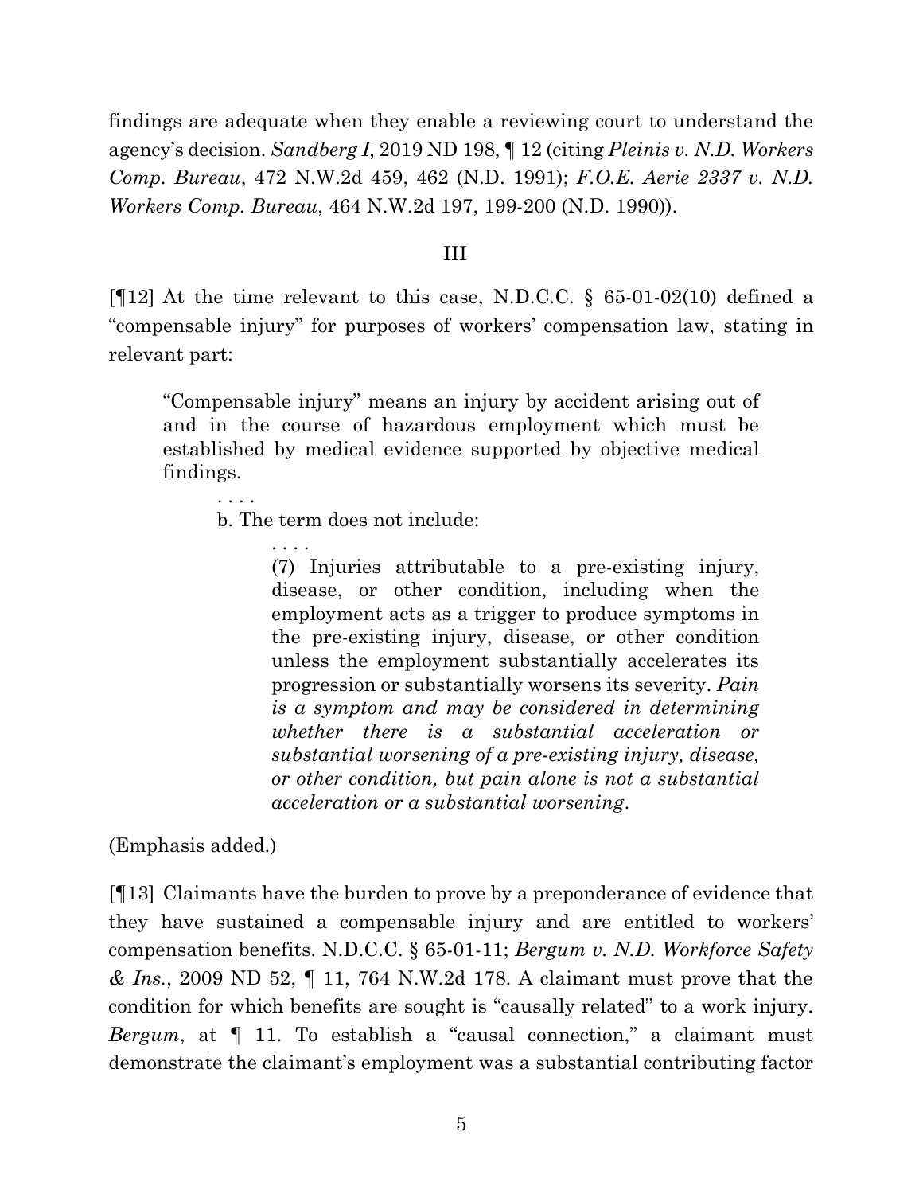findings are adequate when they enable a reviewing court to understand the agency's decision. *Sandberg I*, 2019 ND 198, ¶ 12 (citing *Pleinis v. N.D. Workers Comp. Bureau*, 472 N.W.2d 459, 462 (N.D. 1991); *F.O.E. Aerie 2337 v. N.D. Workers Comp. Bureau*, 464 N.W.2d 197, 199-200 (N.D. 1990)).

III

[¶12] At the time relevant to this case, N.D.C.C. § 65-01-02(10) defined a "compensable injury" for purposes of workers' compensation law, stating in relevant part:

> "Compensable injury" means an injury by accident arising out of and in the course of hazardous employment which must be established by medical evidence supported by objective medical findings.
>
> . . . .
>
> b. The term does not include:
>
> . . . .
>
> (7) Injuries attributable to a pre-existing injury, disease, or other condition, including when the employment acts as a trigger to produce symptoms in the pre-existing injury, disease, or other condition unless the employment substantially accelerates its progression or substantially worsens its severity. *Pain is a symptom and may be considered in determining whether there is a substantial acceleration or substantial worsening of a pre-existing injury, disease, or other condition, but pain alone is not a substantial acceleration or a substantial worsening.*

(Emphasis added.)

[¶13] Claimants have the burden to prove by a preponderance of evidence that they have sustained a compensable injury and are entitled to workers' compensation benefits. N.D.C.C. § 65-01-11; *Bergum v. N.D. Workforce Safety & Ins.*, 2009 ND 52, ¶ 11, 764 N.W.2d 178. A claimant must prove that the condition for which benefits are sought is "causally related" to a work injury. *Bergum*, at ¶ 11. To establish a "causal connection," a claimant must demonstrate the claimant's employment was a substantial contributing factor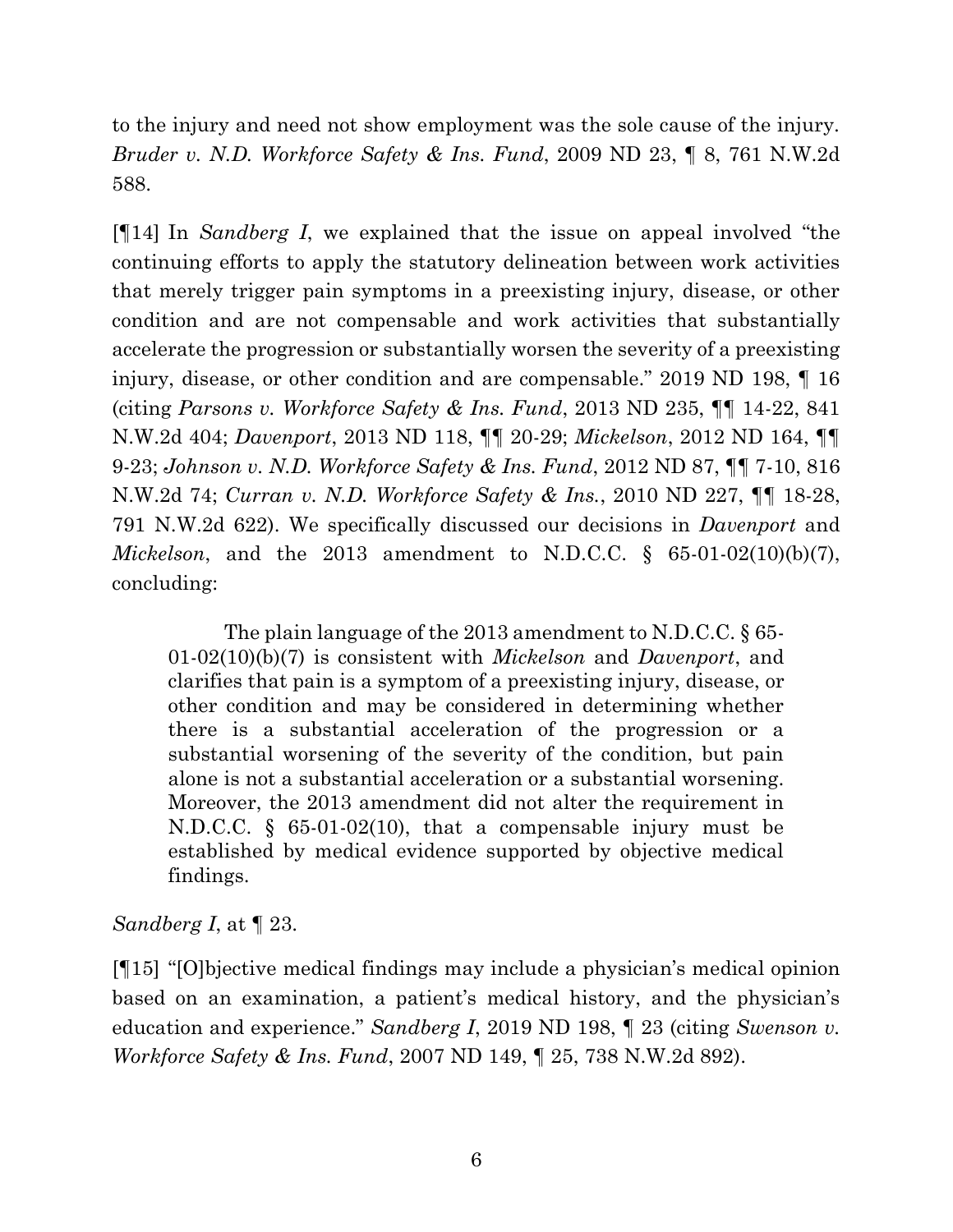to the injury and need not show employment was the sole cause of the injury. *Bruder v. N.D. Workforce Safety & Ins. Fund*, 2009 ND 23, ¶ 8, 761 N.W.2d 588.

[¶14] In *Sandberg I*, we explained that the issue on appeal involved "the continuing efforts to apply the statutory delineation between work activities that merely trigger pain symptoms in a preexisting injury, disease, or other condition and are not compensable and work activities that substantially accelerate the progression or substantially worsen the severity of a preexisting injury, disease, or other condition and are compensable." 2019 ND 198, ¶ 16 (citing *Parsons v. Workforce Safety & Ins. Fund*, 2013 ND 235, ¶¶ 14-22, 841 N.W.2d 404; *Davenport*, 2013 ND 118, ¶¶ 20-29; *Mickelson*, 2012 ND 164, ¶¶ 9-23; *Johnson v. N.D. Workforce Safety & Ins. Fund*, 2012 ND 87, ¶¶ 7-10, 816 N.W.2d 74; *Curran v. N.D. Workforce Safety & Ins.*, 2010 ND 227, ¶¶ 18-28, 791 N.W.2d 622). We specifically discussed our decisions in *Davenport* and *Mickelson*, and the 2013 amendment to N.D.C.C. § 65-01-02(10)(b)(7), concluding:

> The plain language of the 2013 amendment to N.D.C.C. § 65-01-02(10)(b)(7) is consistent with *Mickelson* and *Davenport*, and clarifies that pain is a symptom of a preexisting injury, disease, or other condition and may be considered in determining whether there is a substantial acceleration of the progression or a substantial worsening of the severity of the condition, but pain alone is not a substantial acceleration or a substantial worsening. Moreover, the 2013 amendment did not alter the requirement in N.D.C.C. § 65-01-02(10), that a compensable injury must be established by medical evidence supported by objective medical findings.

*Sandberg I*, at ¶ 23.

[¶15] "[O]bjective medical findings may include a physician's medical opinion based on an examination, a patient's medical history, and the physician's education and experience." *Sandberg I*, 2019 ND 198, ¶ 23 (citing *Swenson v. Workforce Safety & Ins. Fund*, 2007 ND 149, ¶ 25, 738 N.W.2d 892).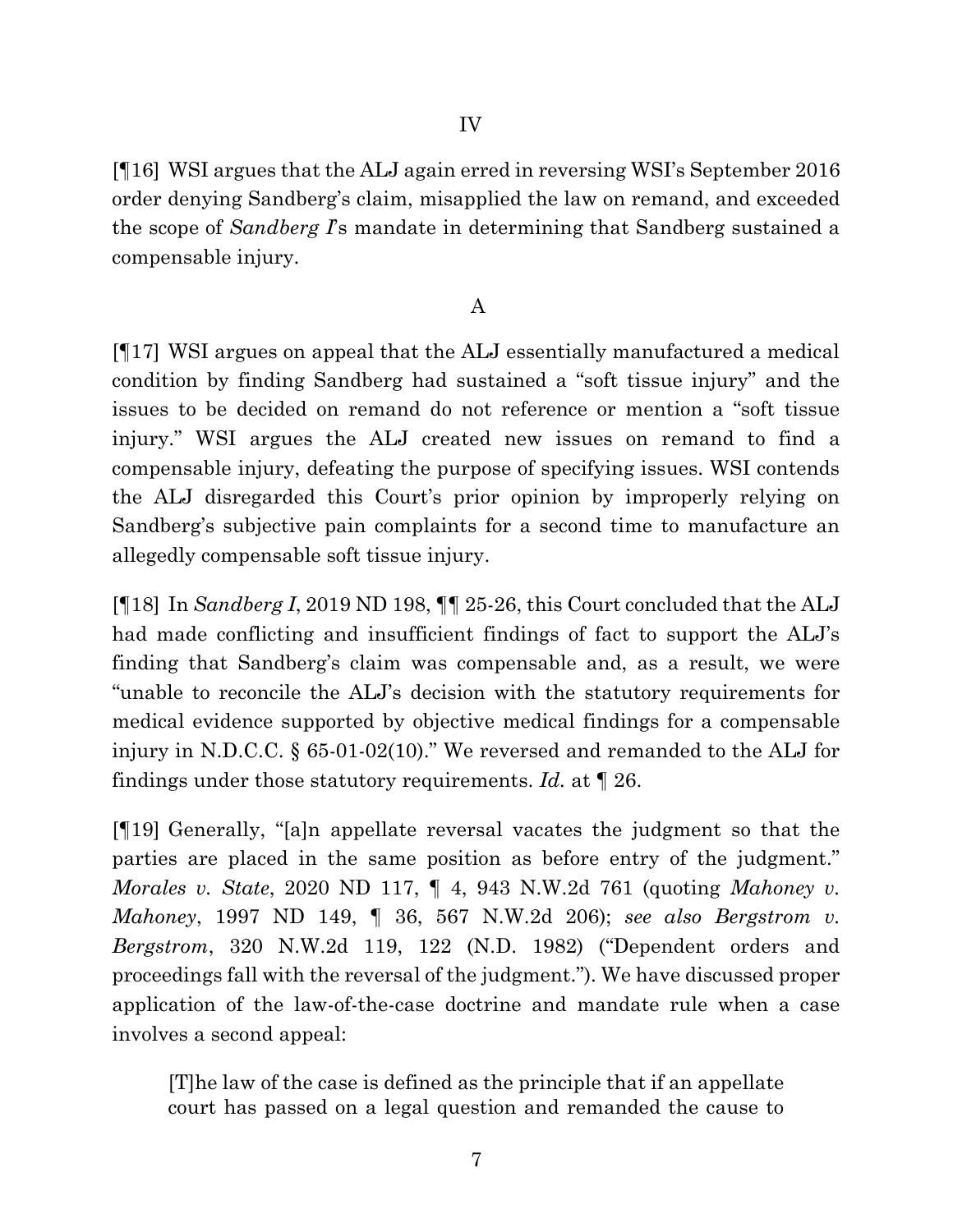## IV

[¶16] WSI argues that the ALJ again erred in reversing WSI's September 2016 order denying Sandberg's claim, misapplied the law on remand, and exceeded the scope of *Sandberg I*'s mandate in determining that Sandberg sustained a compensable injury.

### A

[¶17] WSI argues on appeal that the ALJ essentially manufactured a medical condition by finding Sandberg had sustained a "soft tissue injury" and the issues to be decided on remand do not reference or mention a "soft tissue injury." WSI argues the ALJ created new issues on remand to find a compensable injury, defeating the purpose of specifying issues. WSI contends the ALJ disregarded this Court's prior opinion by improperly relying on Sandberg's subjective pain complaints for a second time to manufacture an allegedly compensable soft tissue injury.

[¶18] In *Sandberg I*, 2019 ND 198, ¶¶ 25-26, this Court concluded that the ALJ had made conflicting and insufficient findings of fact to support the ALJ's finding that Sandberg's claim was compensable and, as a result, we were "unable to reconcile the ALJ's decision with the statutory requirements for medical evidence supported by objective medical findings for a compensable injury in N.D.C.C. § 65-01-02(10)." We reversed and remanded to the ALJ for findings under those statutory requirements. *Id.* at ¶ 26.

[¶19] Generally, "[a]n appellate reversal vacates the judgment so that the parties are placed in the same position as before entry of the judgment." *Morales v. State*, 2020 ND 117, ¶ 4, 943 N.W.2d 761 (quoting *Mahoney v. Mahoney*, 1997 ND 149, ¶ 36, 567 N.W.2d 206); *see also Bergstrom v. Bergstrom*, 320 N.W.2d 119, 122 (N.D. 1982) ("Dependent orders and proceedings fall with the reversal of the judgment."). We have discussed proper application of the law-of-the-case doctrine and mandate rule when a case involves a second appeal:

> [T]he law of the case is defined as the principle that if an appellate court has passed on a legal question and remanded the cause to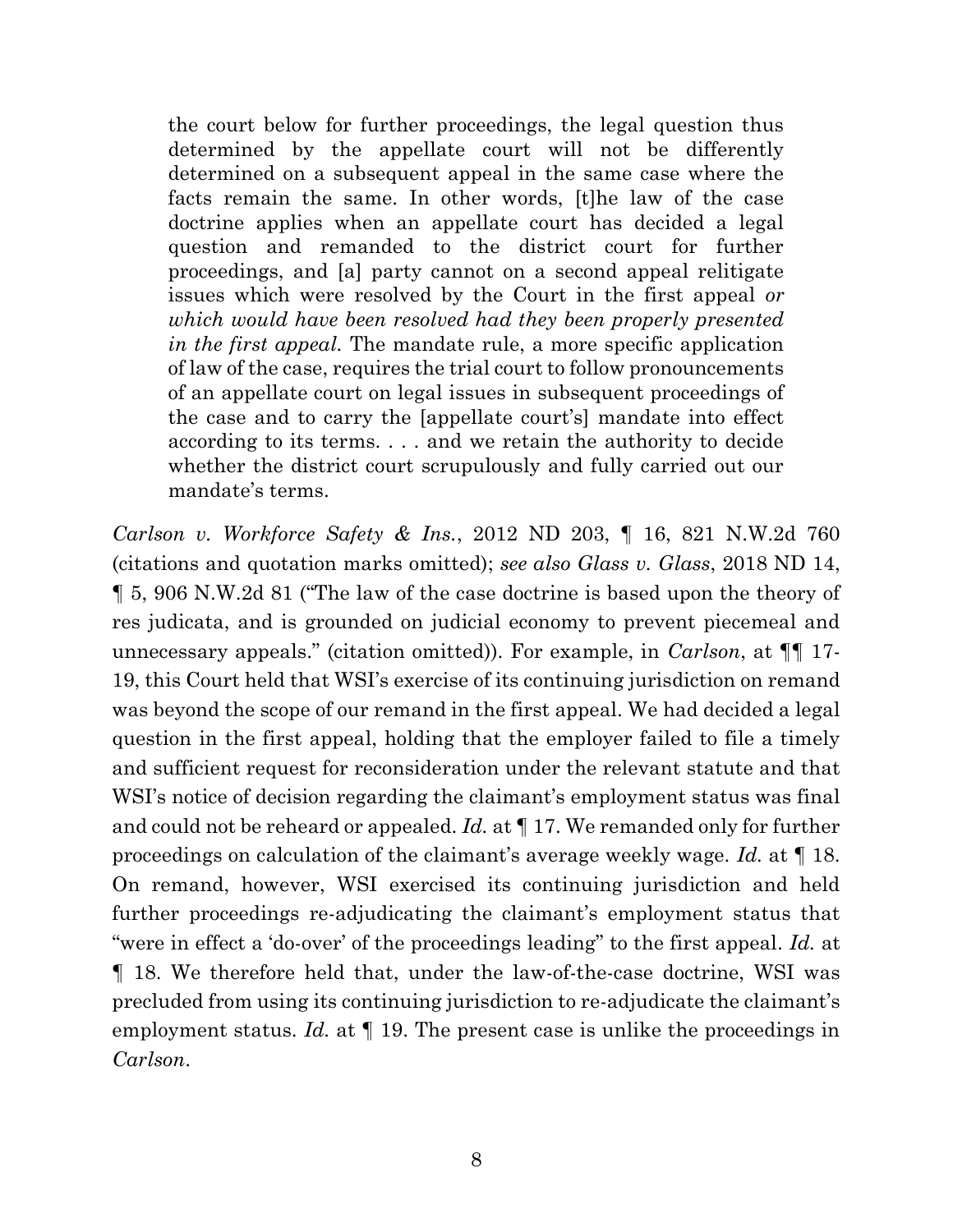> the court below for further proceedings, the legal question thus determined by the appellate court will not be differently determined on a subsequent appeal in the same case where the facts remain the same. In other words, [t]he law of the case doctrine applies when an appellate court has decided a legal question and remanded to the district court for further proceedings, and [a] party cannot on a second appeal relitigate issues which were resolved by the Court in the first appeal *or which would have been resolved had they been properly presented in the first appeal.* The mandate rule, a more specific application of law of the case, requires the trial court to follow pronouncements of an appellate court on legal issues in subsequent proceedings of the case and to carry the [appellate court's] mandate into effect according to its terms. . . . and we retain the authority to decide whether the district court scrupulously and fully carried out our mandate's terms.

*Carlson v. Workforce Safety & Ins.*, 2012 ND 203, ¶ 16, 821 N.W.2d 760 (citations and quotation marks omitted); *see also Glass v. Glass*, 2018 ND 14, ¶ 5, 906 N.W.2d 81 ("The law of the case doctrine is based upon the theory of res judicata, and is grounded on judicial economy to prevent piecemeal and unnecessary appeals." (citation omitted)). For example, in *Carlson*, at ¶¶ 17-19, this Court held that WSI's exercise of its continuing jurisdiction on remand was beyond the scope of our remand in the first appeal. We had decided a legal question in the first appeal, holding that the employer failed to file a timely and sufficient request for reconsideration under the relevant statute and that WSI's notice of decision regarding the claimant's employment status was final and could not be reheard or appealed. *Id.* at ¶ 17. We remanded only for further proceedings on calculation of the claimant's average weekly wage. *Id.* at ¶ 18. On remand, however, WSI exercised its continuing jurisdiction and held further proceedings re-adjudicating the claimant's employment status that "were in effect a 'do-over' of the proceedings leading" to the first appeal. *Id.* at ¶ 18. We therefore held that, under the law-of-the-case doctrine, WSI was precluded from using its continuing jurisdiction to re-adjudicate the claimant's employment status. *Id.* at ¶ 19. The present case is unlike the proceedings in *Carlson*.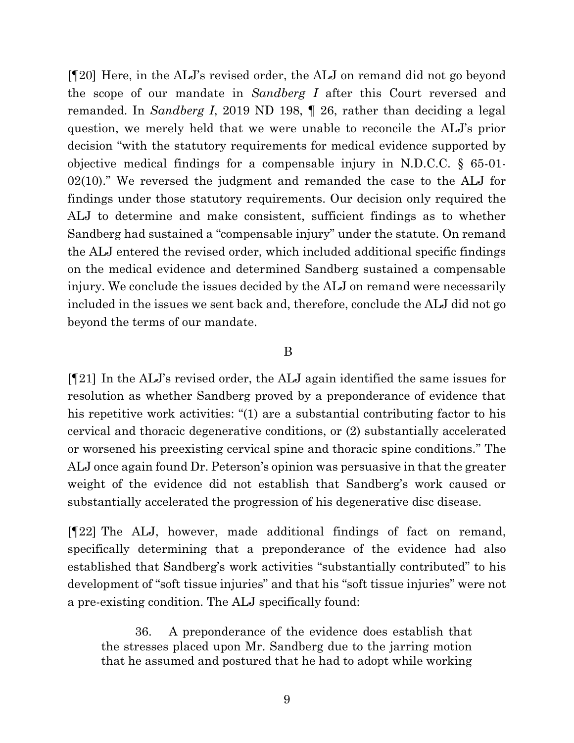[¶20] Here, in the ALJ's revised order, the ALJ on remand did not go beyond the scope of our mandate in *Sandberg I* after this Court reversed and remanded. In *Sandberg I*, 2019 ND 198, ¶ 26, rather than deciding a legal question, we merely held that we were unable to reconcile the ALJ's prior decision "with the statutory requirements for medical evidence supported by objective medical findings for a compensable injury in N.D.C.C. § 65-01-02(10)." We reversed the judgment and remanded the case to the ALJ for findings under those statutory requirements. Our decision only required the ALJ to determine and make consistent, sufficient findings as to whether Sandberg had sustained a "compensable injury" under the statute. On remand the ALJ entered the revised order, which included additional specific findings on the medical evidence and determined Sandberg sustained a compensable injury. We conclude the issues decided by the ALJ on remand were necessarily included in the issues we sent back and, therefore, conclude the ALJ did not go beyond the terms of our mandate.

B

[¶21] In the ALJ's revised order, the ALJ again identified the same issues for resolution as whether Sandberg proved by a preponderance of evidence that his repetitive work activities: "(1) are a substantial contributing factor to his cervical and thoracic degenerative conditions, or (2) substantially accelerated or worsened his preexisting cervical spine and thoracic spine conditions." The ALJ once again found Dr. Peterson's opinion was persuasive in that the greater weight of the evidence did not establish that Sandberg's work caused or substantially accelerated the progression of his degenerative disc disease.

[¶22] The ALJ, however, made additional findings of fact on remand, specifically determining that a preponderance of the evidence had also established that Sandberg's work activities "substantially contributed" to his development of "soft tissue injuries" and that his "soft tissue injuries" were not a pre-existing condition. The ALJ specifically found:

> 36. A preponderance of the evidence does establish that the stresses placed upon Mr. Sandberg due to the jarring motion that he assumed and postured that he had to adopt while working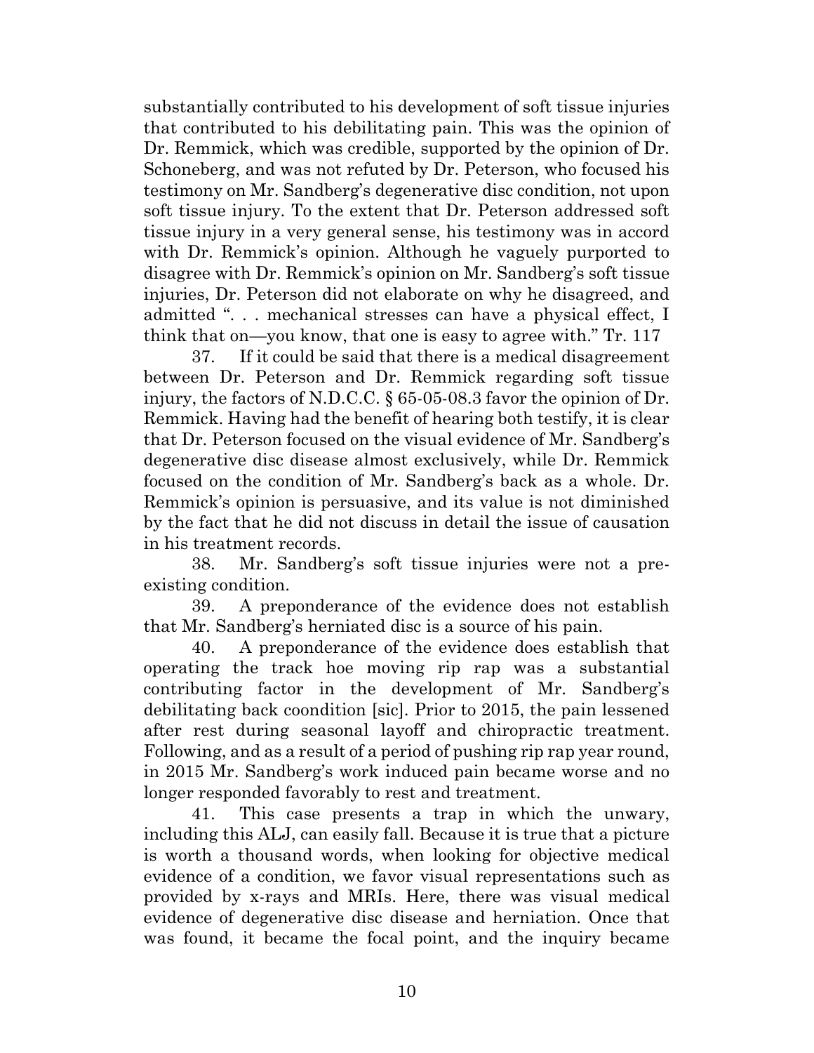substantially contributed to his development of soft tissue injuries that contributed to his debilitating pain. This was the opinion of Dr. Remmick, which was credible, supported by the opinion of Dr. Schoneberg, and was not refuted by Dr. Peterson, who focused his testimony on Mr. Sandberg's degenerative disc condition, not upon soft tissue injury. To the extent that Dr. Peterson addressed soft tissue injury in a very general sense, his testimony was in accord with Dr. Remmick's opinion. Although he vaguely purported to disagree with Dr. Remmick's opinion on Mr. Sandberg's soft tissue injuries, Dr. Peterson did not elaborate on why he disagreed, and admitted ". . . mechanical stresses can have a physical effect, I think that on—you know, that one is easy to agree with." Tr. 117

37. If it could be said that there is a medical disagreement between Dr. Peterson and Dr. Remmick regarding soft tissue injury, the factors of N.D.C.C. § 65-05-08.3 favor the opinion of Dr. Remmick. Having had the benefit of hearing both testify, it is clear that Dr. Peterson focused on the visual evidence of Mr. Sandberg's degenerative disc disease almost exclusively, while Dr. Remmick focused on the condition of Mr. Sandberg's back as a whole. Dr. Remmick's opinion is persuasive, and its value is not diminished by the fact that he did not discuss in detail the issue of causation in his treatment records.

38. Mr. Sandberg's soft tissue injuries were not a pre-existing condition.

39. A preponderance of the evidence does not establish that Mr. Sandberg's herniated disc is a source of his pain.

40. A preponderance of the evidence does establish that operating the track hoe moving rip rap was a substantial contributing factor in the development of Mr. Sandberg's debilitating back coondition [sic]. Prior to 2015, the pain lessened after rest during seasonal layoff and chiropractic treatment. Following, and as a result of a period of pushing rip rap year round, in 2015 Mr. Sandberg's work induced pain became worse and no longer responded favorably to rest and treatment.

41. This case presents a trap in which the unwary, including this ALJ, can easily fall. Because it is true that a picture is worth a thousand words, when looking for objective medical evidence of a condition, we favor visual representations such as provided by x-rays and MRIs. Here, there was visual medical evidence of degenerative disc disease and herniation. Once that was found, it became the focal point, and the inquiry became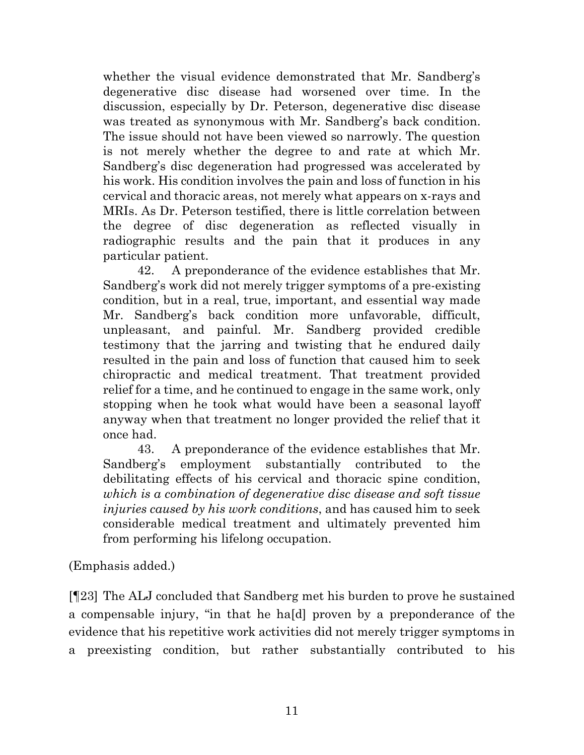> whether the visual evidence demonstrated that Mr. Sandberg's degenerative disc disease had worsened over time. In the discussion, especially by Dr. Peterson, degenerative disc disease was treated as synonymous with Mr. Sandberg's back condition. The issue should not have been viewed so narrowly. The question is not merely whether the degree to and rate at which Mr. Sandberg's disc degeneration had progressed was accelerated by his work. His condition involves the pain and loss of function in his cervical and thoracic areas, not merely what appears on x-rays and MRIs. As Dr. Peterson testified, there is little correlation between the degree of disc degeneration as reflected visually in radiographic results and the pain that it produces in any particular patient.
>
> 42. A preponderance of the evidence establishes that Mr. Sandberg's work did not merely trigger symptoms of a pre-existing condition, but in a real, true, important, and essential way made Mr. Sandberg's back condition more unfavorable, difficult, unpleasant, and painful. Mr. Sandberg provided credible testimony that the jarring and twisting that he endured daily resulted in the pain and loss of function that caused him to seek chiropractic and medical treatment. That treatment provided relief for a time, and he continued to engage in the same work, only stopping when he took what would have been a seasonal layoff anyway when that treatment no longer provided the relief that it once had.
>
> 43. A preponderance of the evidence establishes that Mr. Sandberg's employment substantially contributed to the debilitating effects of his cervical and thoracic spine condition, *which is a combination of degenerative disc disease and soft tissue injuries caused by his work conditions*, and has caused him to seek considerable medical treatment and ultimately prevented him from performing his lifelong occupation.

(Emphasis added.)

[¶23] The ALJ concluded that Sandberg met his burden to prove he sustained a compensable injury, "in that he ha[d] proven by a preponderance of the evidence that his repetitive work activities did not merely trigger symptoms in a preexisting condition, but rather substantially contributed to his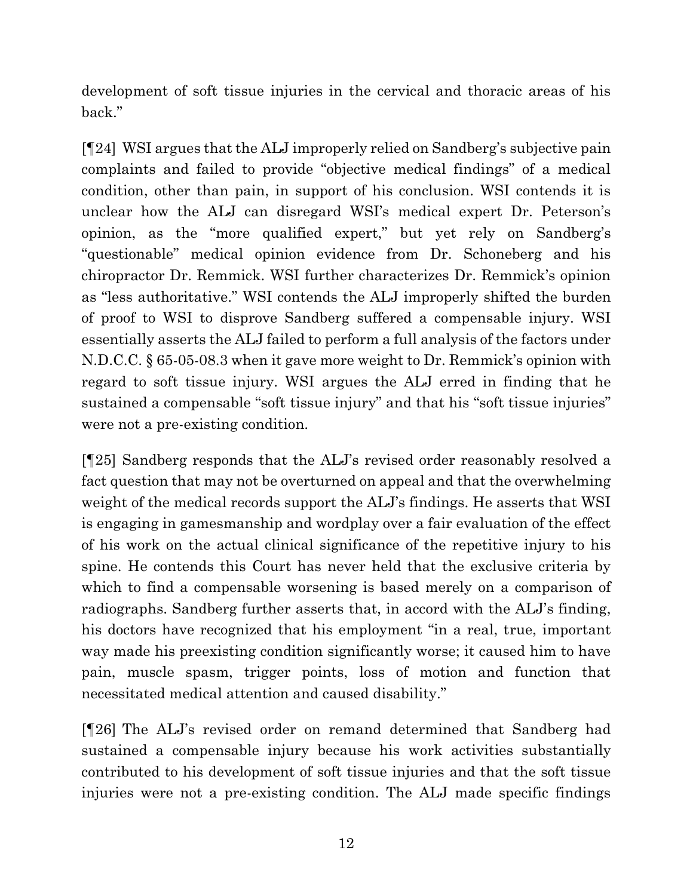development of soft tissue injuries in the cervical and thoracic areas of his back."

[¶24] WSI argues that the ALJ improperly relied on Sandberg's subjective pain complaints and failed to provide "objective medical findings" of a medical condition, other than pain, in support of his conclusion. WSI contends it is unclear how the ALJ can disregard WSI's medical expert Dr. Peterson's opinion, as the "more qualified expert," but yet rely on Sandberg's "questionable" medical opinion evidence from Dr. Schoneberg and his chiropractor Dr. Remmick. WSI further characterizes Dr. Remmick's opinion as "less authoritative." WSI contends the ALJ improperly shifted the burden of proof to WSI to disprove Sandberg suffered a compensable injury. WSI essentially asserts the ALJ failed to perform a full analysis of the factors under N.D.C.C. § 65-05-08.3 when it gave more weight to Dr. Remmick's opinion with regard to soft tissue injury. WSI argues the ALJ erred in finding that he sustained a compensable "soft tissue injury" and that his "soft tissue injuries" were not a pre-existing condition.

[¶25] Sandberg responds that the ALJ's revised order reasonably resolved a fact question that may not be overturned on appeal and that the overwhelming weight of the medical records support the ALJ's findings. He asserts that WSI is engaging in gamesmanship and wordplay over a fair evaluation of the effect of his work on the actual clinical significance of the repetitive injury to his spine. He contends this Court has never held that the exclusive criteria by which to find a compensable worsening is based merely on a comparison of radiographs. Sandberg further asserts that, in accord with the ALJ's finding, his doctors have recognized that his employment "in a real, true, important way made his preexisting condition significantly worse; it caused him to have pain, muscle spasm, trigger points, loss of motion and function that necessitated medical attention and caused disability."

[¶26] The ALJ's revised order on remand determined that Sandberg had sustained a compensable injury because his work activities substantially contributed to his development of soft tissue injuries and that the soft tissue injuries were not a pre-existing condition. The ALJ made specific findings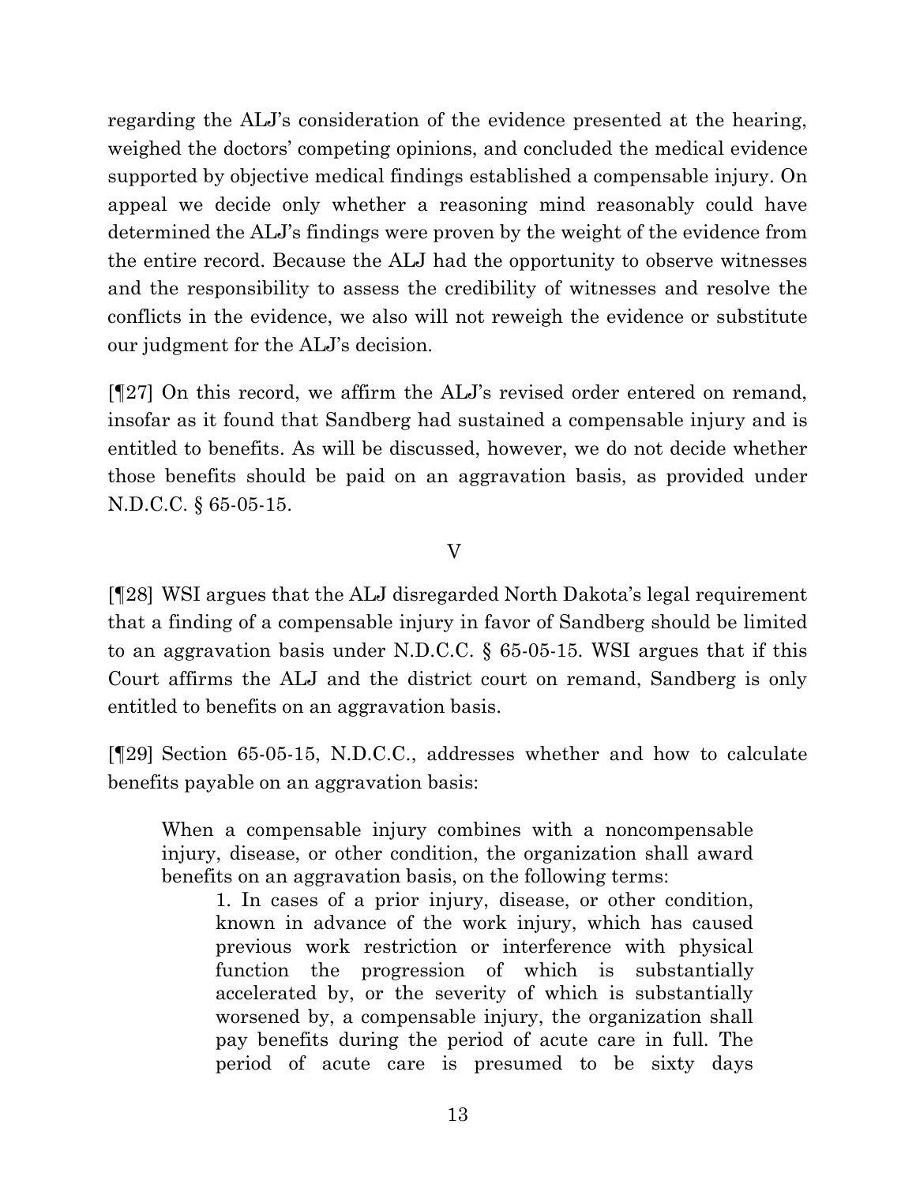regarding the ALJ's consideration of the evidence presented at the hearing, weighed the doctors' competing opinions, and concluded the medical evidence supported by objective medical findings established a compensable injury. On appeal we decide only whether a reasoning mind reasonably could have determined the ALJ's findings were proven by the weight of the evidence from the entire record. Because the ALJ had the opportunity to observe witnesses and the responsibility to assess the credibility of witnesses and resolve the conflicts in the evidence, we also will not reweigh the evidence or substitute our judgment for the ALJ's decision.

[¶27] On this record, we affirm the ALJ's revised order entered on remand, insofar as it found that Sandberg had sustained a compensable injury and is entitled to benefits. As will be discussed, however, we do not decide whether those benefits should be paid on an aggravation basis, as provided under N.D.C.C. § 65-05-15.

V

[¶28] WSI argues that the ALJ disregarded North Dakota's legal requirement that a finding of a compensable injury in favor of Sandberg should be limited to an aggravation basis under N.D.C.C. § 65-05-15. WSI argues that if this Court affirms the ALJ and the district court on remand, Sandberg is only entitled to benefits on an aggravation basis.

[¶29] Section 65-05-15, N.D.C.C., addresses whether and how to calculate benefits payable on an aggravation basis:

> When a compensable injury combines with a noncompensable injury, disease, or other condition, the organization shall award benefits on an aggravation basis, on the following terms:
>
> 1. In cases of a prior injury, disease, or other condition, known in advance of the work injury, which has caused previous work restriction or interference with physical function the progression of which is substantially accelerated by, or the severity of which is substantially worsened by, a compensable injury, the organization shall pay benefits during the period of acute care in full. The period of acute care is presumed to be sixty days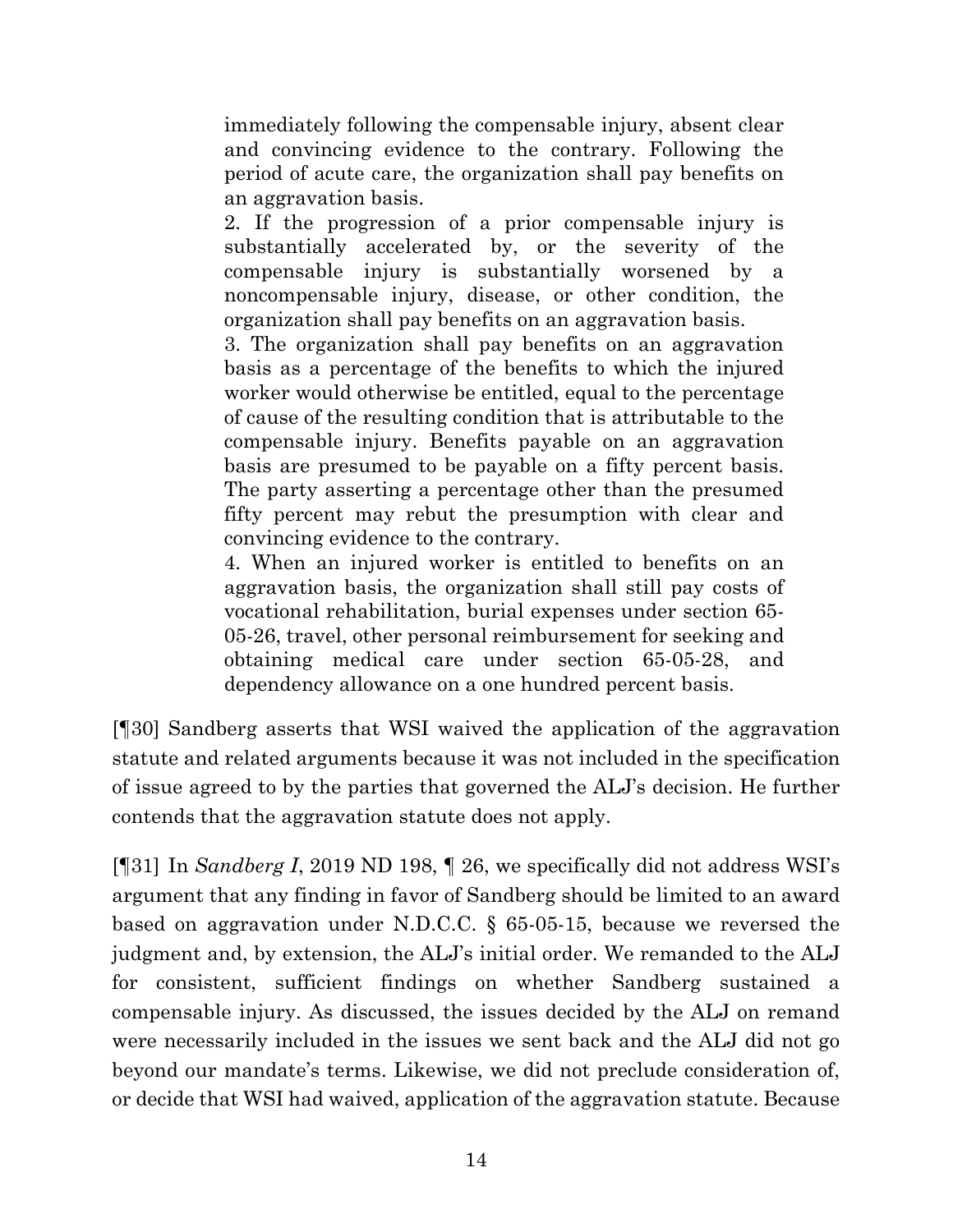immediately following the compensable injury, absent clear and convincing evidence to the contrary. Following the period of acute care, the organization shall pay benefits on an aggravation basis.

2. If the progression of a prior compensable injury is substantially accelerated by, or the severity of the compensable injury is substantially worsened by a noncompensable injury, disease, or other condition, the organization shall pay benefits on an aggravation basis.

3. The organization shall pay benefits on an aggravation basis as a percentage of the benefits to which the injured worker would otherwise be entitled, equal to the percentage of cause of the resulting condition that is attributable to the compensable injury. Benefits payable on an aggravation basis are presumed to be payable on a fifty percent basis. The party asserting a percentage other than the presumed fifty percent may rebut the presumption with clear and convincing evidence to the contrary.

4. When an injured worker is entitled to benefits on an aggravation basis, the organization shall still pay costs of vocational rehabilitation, burial expenses under section 65-05-26, travel, other personal reimbursement for seeking and obtaining medical care under section 65-05-28, and dependency allowance on a one hundred percent basis.

[¶30] Sandberg asserts that WSI waived the application of the aggravation statute and related arguments because it was not included in the specification of issue agreed to by the parties that governed the ALJ's decision. He further contends that the aggravation statute does not apply.

[¶31] In *Sandberg I*, 2019 ND 198, ¶ 26, we specifically did not address WSI's argument that any finding in favor of Sandberg should be limited to an award based on aggravation under N.D.C.C. § 65-05-15, because we reversed the judgment and, by extension, the ALJ's initial order. We remanded to the ALJ for consistent, sufficient findings on whether Sandberg sustained a compensable injury. As discussed, the issues decided by the ALJ on remand were necessarily included in the issues we sent back and the ALJ did not go beyond our mandate's terms. Likewise, we did not preclude consideration of, or decide that WSI had waived, application of the aggravation statute. Because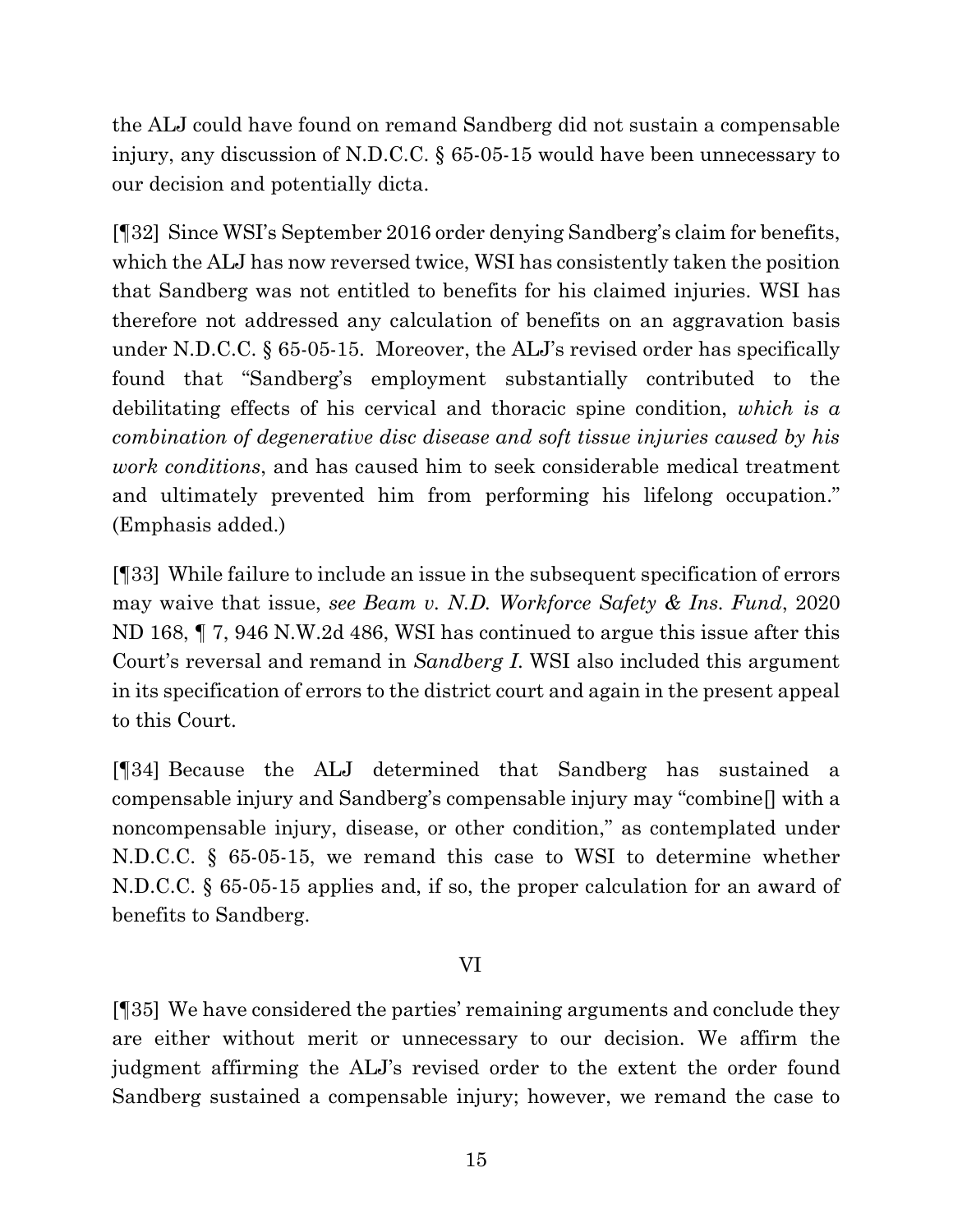the ALJ could have found on remand Sandberg did not sustain a compensable injury, any discussion of N.D.C.C. § 65-05-15 would have been unnecessary to our decision and potentially dicta.

[¶32] Since WSI's September 2016 order denying Sandberg's claim for benefits, which the ALJ has now reversed twice, WSI has consistently taken the position that Sandberg was not entitled to benefits for his claimed injuries. WSI has therefore not addressed any calculation of benefits on an aggravation basis under N.D.C.C. § 65-05-15. Moreover, the ALJ's revised order has specifically found that "Sandberg's employment substantially contributed to the debilitating effects of his cervical and thoracic spine condition, *which is a combination of degenerative disc disease and soft tissue injuries caused by his work conditions*, and has caused him to seek considerable medical treatment and ultimately prevented him from performing his lifelong occupation." (Emphasis added.)

[¶33] While failure to include an issue in the subsequent specification of errors may waive that issue, *see Beam v. N.D. Workforce Safety & Ins. Fund*, 2020 ND 168, ¶ 7, 946 N.W.2d 486, WSI has continued to argue this issue after this Court's reversal and remand in *Sandberg I*. WSI also included this argument in its specification of errors to the district court and again in the present appeal to this Court.

[¶34] Because the ALJ determined that Sandberg has sustained a compensable injury and Sandberg's compensable injury may "combine[] with a noncompensable injury, disease, or other condition," as contemplated under N.D.C.C. § 65-05-15, we remand this case to WSI to determine whether N.D.C.C. § 65-05-15 applies and, if so, the proper calculation for an award of benefits to Sandberg.

VI

[¶35] We have considered the parties' remaining arguments and conclude they are either without merit or unnecessary to our decision. We affirm the judgment affirming the ALJ's revised order to the extent the order found Sandberg sustained a compensable injury; however, we remand the case to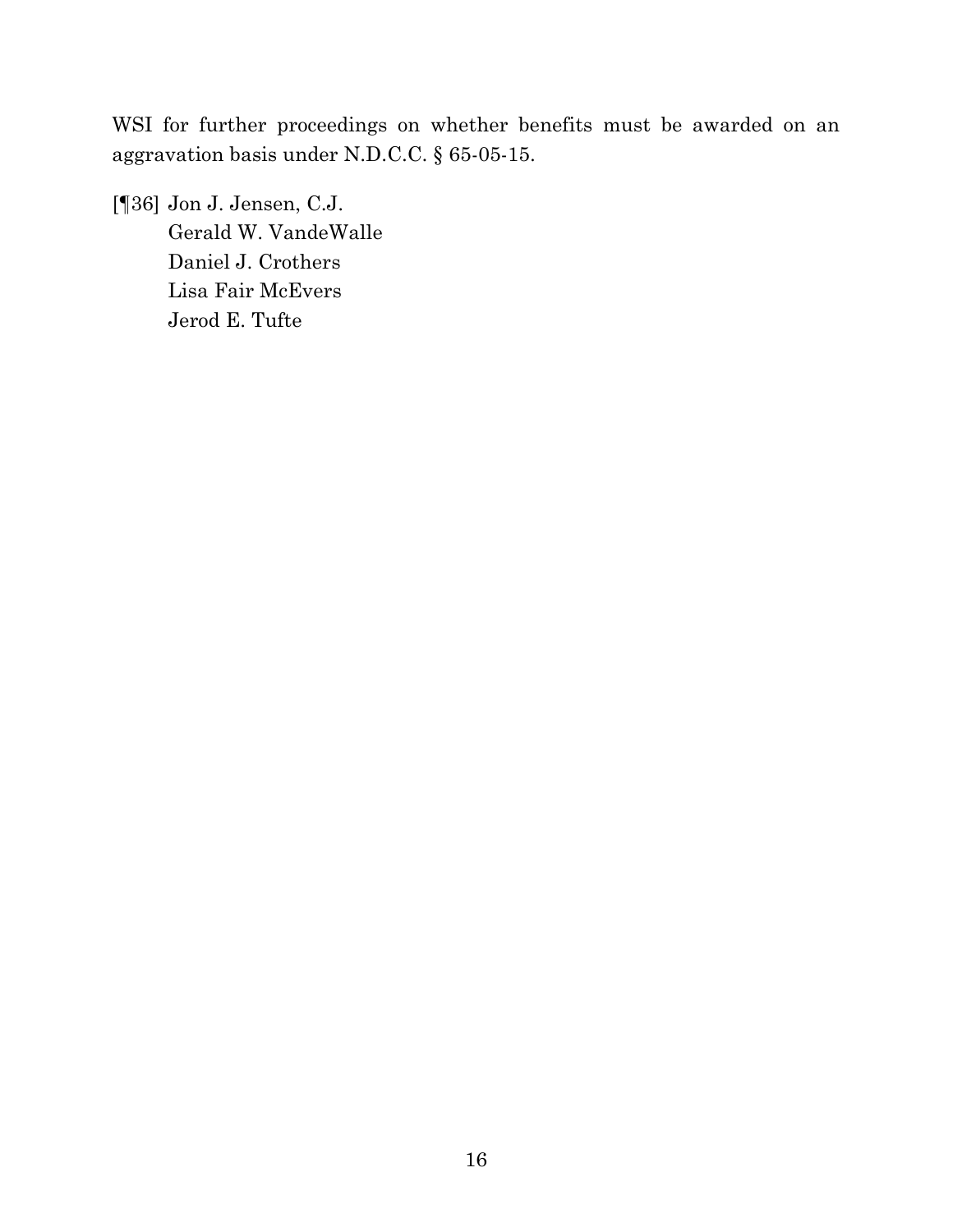WSI for further proceedings on whether benefits must be awarded on an aggravation basis under N.D.C.C. § 65-05-15.

[¶36] Jon J. Jensen, C.J.
Gerald W. VandeWalle
Daniel J. Crothers
Lisa Fair McEvers
Jerod E. Tufte